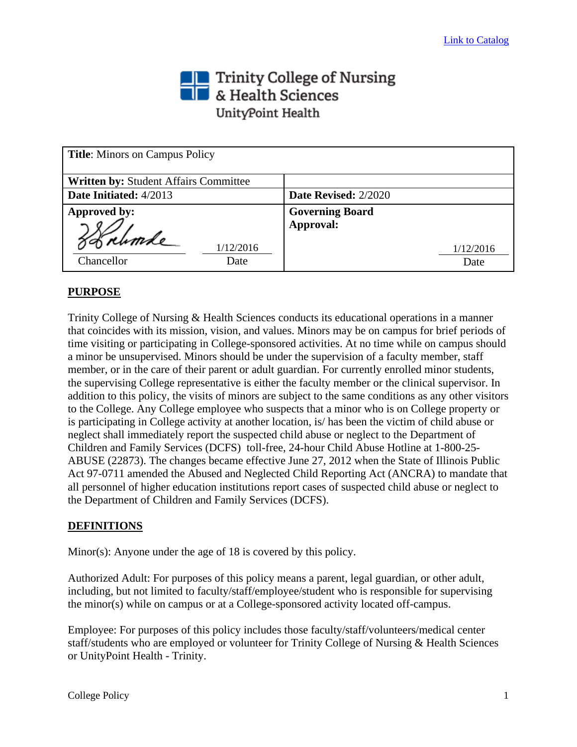[Link to Catalog](#)

Trinity College of Nursing & Health Sciences
UnityPoint Health

| **Title**: Minors on Campus Policy | |
|---|---|
| **Written by:** Student Affairs Committee | |
| **Date Initiated:** 4/2013 | **Date Revised:** 2/2020 |
| **Approved by:** Chancellor — 1/12/2016 Date | **Governing Board Approval:** 1/12/2016 Date |

## PURPOSE

Trinity College of Nursing & Health Sciences conducts its educational operations in a manner that coincides with its mission, vision, and values. Minors may be on campus for brief periods of time visiting or participating in College-sponsored activities. At no time while on campus should a minor be unsupervised. Minors should be under the supervision of a faculty member, staff member, or in the care of their parent or adult guardian. For currently enrolled minor students, the supervising College representative is either the faculty member or the clinical supervisor. In addition to this policy, the visits of minors are subject to the same conditions as any other visitors to the College. Any College employee who suspects that a minor who is on College property or is participating in College activity at another location, is/ has been the victim of child abuse or neglect shall immediately report the suspected child abuse or neglect to the Department of Children and Family Services (DCFS) toll-free, 24-hour Child Abuse Hotline at 1-800-25-ABUSE (22873). The changes became effective June 27, 2012 when the State of Illinois Public Act 97-0711 amended the Abused and Neglected Child Reporting Act (ANCRA) to mandate that all personnel of higher education institutions report cases of suspected child abuse or neglect to the Department of Children and Family Services (DCFS).

## DEFINITIONS

Minor(s): Anyone under the age of 18 is covered by this policy.

Authorized Adult: For purposes of this policy means a parent, legal guardian, or other adult, including, but not limited to faculty/staff/employee/student who is responsible for supervising the minor(s) while on campus or at a College-sponsored activity located off-campus.

Employee: For purposes of this policy includes those faculty/staff/volunteers/medical center staff/students who are employed or volunteer for Trinity College of Nursing & Health Sciences or UnityPoint Health - Trinity.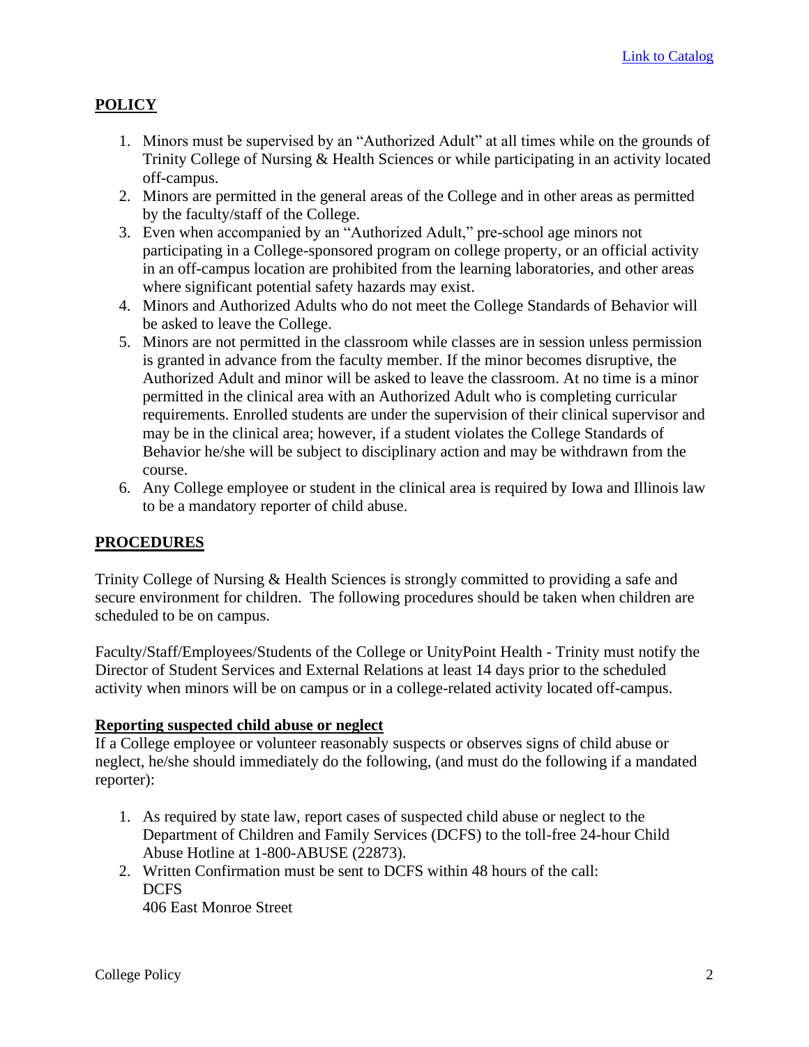[Link to Catalog]

## POLICY

1. Minors must be supervised by an "Authorized Adult" at all times while on the grounds of Trinity College of Nursing & Health Sciences or while participating in an activity located off-campus.
2. Minors are permitted in the general areas of the College and in other areas as permitted by the faculty/staff of the College.
3. Even when accompanied by an "Authorized Adult," pre-school age minors not participating in a College-sponsored program on college property, or an official activity in an off-campus location are prohibited from the learning laboratories, and other areas where significant potential safety hazards may exist.
4. Minors and Authorized Adults who do not meet the College Standards of Behavior will be asked to leave the College.
5. Minors are not permitted in the classroom while classes are in session unless permission is granted in advance from the faculty member. If the minor becomes disruptive, the Authorized Adult and minor will be asked to leave the classroom. At no time is a minor permitted in the clinical area with an Authorized Adult who is completing curricular requirements. Enrolled students are under the supervision of their clinical supervisor and may be in the clinical area; however, if a student violates the College Standards of Behavior he/she will be subject to disciplinary action and may be withdrawn from the course.
6. Any College employee or student in the clinical area is required by Iowa and Illinois law to be a mandatory reporter of child abuse.

## PROCEDURES

Trinity College of Nursing & Health Sciences is strongly committed to providing a safe and secure environment for children. The following procedures should be taken when children are scheduled to be on campus.

Faculty/Staff/Employees/Students of the College or UnityPoint Health - Trinity must notify the Director of Student Services and External Relations at least 14 days prior to the scheduled activity when minors will be on campus or in a college-related activity located off-campus.

### Reporting suspected child abuse or neglect

If a College employee or volunteer reasonably suspects or observes signs of child abuse or neglect, he/she should immediately do the following, (and must do the following if a mandated reporter):

1. As required by state law, report cases of suspected child abuse or neglect to the Department of Children and Family Services (DCFS) to the toll-free 24-hour Child Abuse Hotline at 1-800-ABUSE (22873).
2. Written Confirmation must be sent to DCFS within 48 hours of the call:
   DCFS
   406 East Monroe Street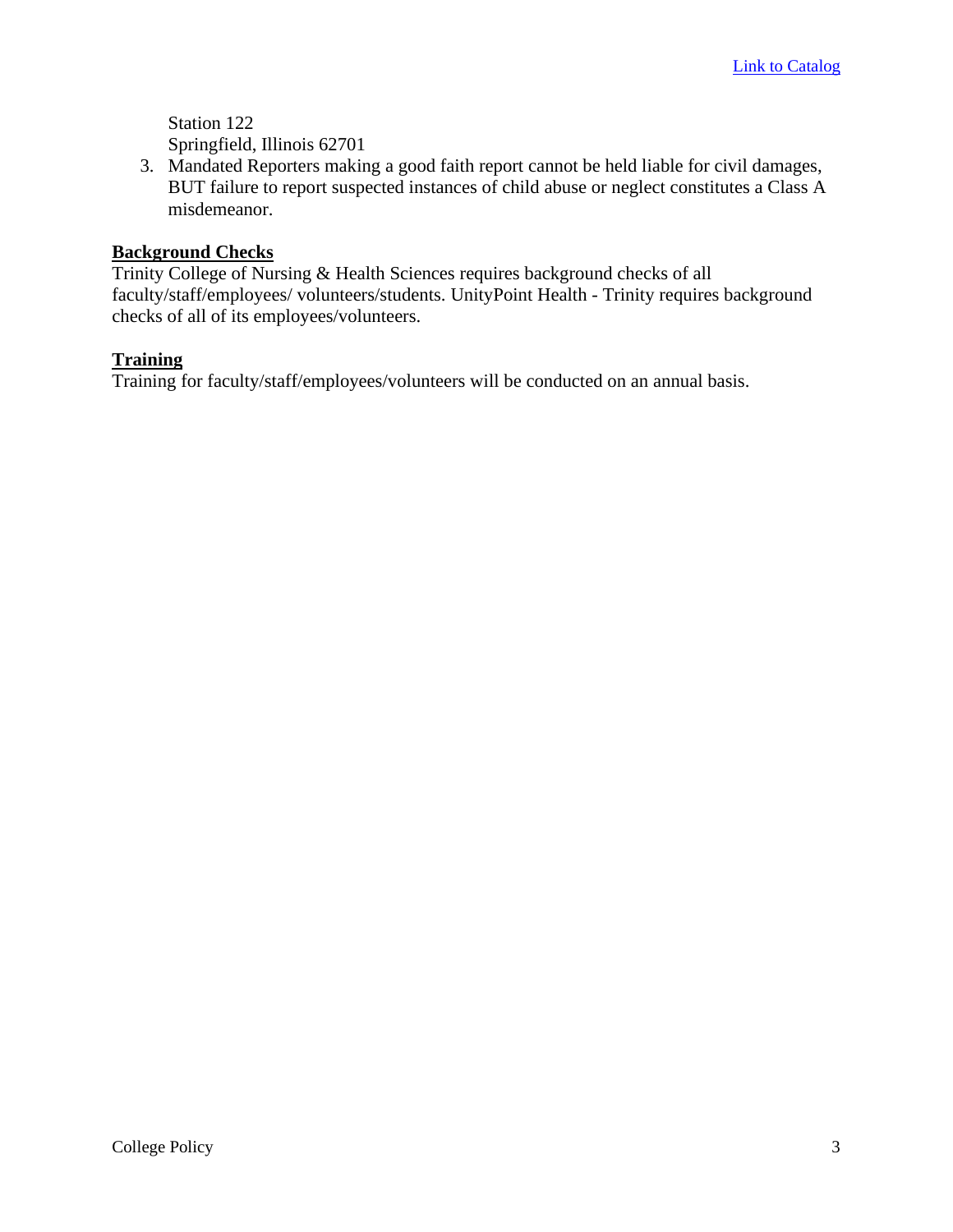Station 122
Springfield, Illinois 62701

3. Mandated Reporters making a good faith report cannot be held liable for civil damages, BUT failure to report suspected instances of child abuse or neglect constitutes a Class A misdemeanor.

**Background Checks**

Trinity College of Nursing & Health Sciences requires background checks of all faculty/staff/employees/ volunteers/students. UnityPoint Health - Trinity requires background checks of all of its employees/volunteers.

**Training**

Training for faculty/staff/employees/volunteers will be conducted on an annual basis.